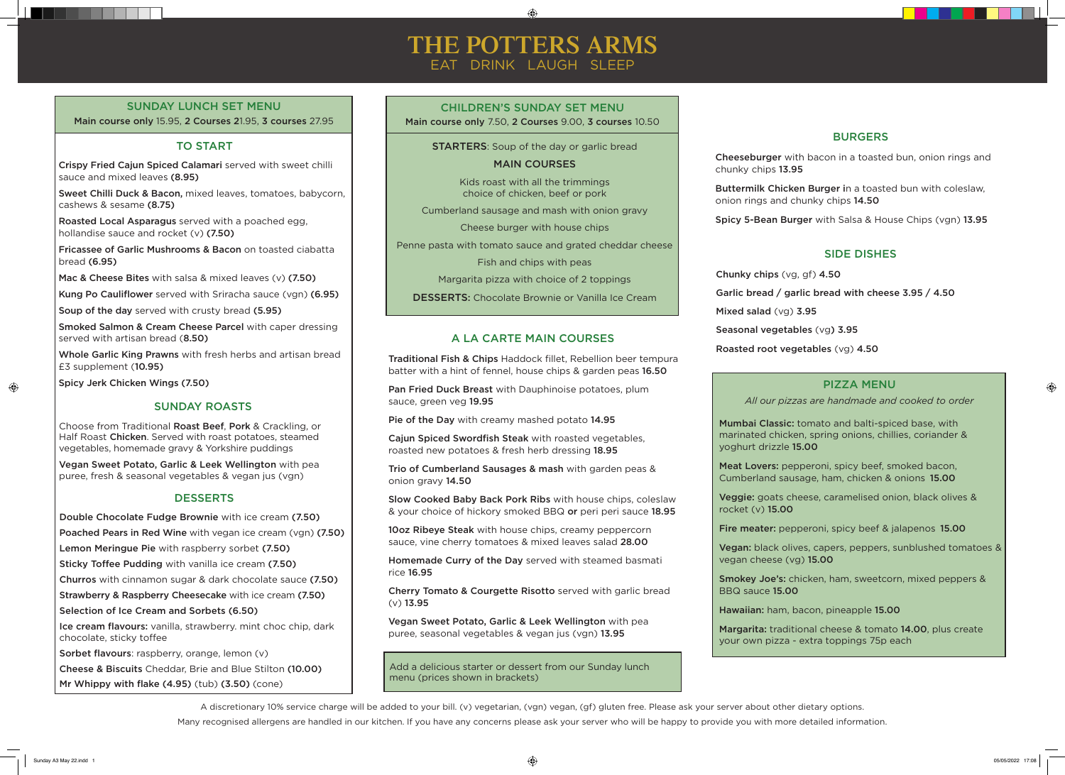# THE POTTERS ARMS

EAT DRINK LAUGH SLEEP

## SUNDAY LUNCH SET MENU

**Main course only** 15.95, **2 Courses** 21.95, **3 courses** 27.95

### TO START

**Crispy Fried Cajun Spiced Calamari** served with sweet chilli sauce and mixed leaves **(8.95)**

**Sweet Chilli Duck & Bacon,** mixed leaves, tomatoes, babycorn, cashews & sesame **(8.75)**

**Roasted Local Asparagus** served with a poached egg, hollandise sauce and rocket (v) **(7.50)**

**Fricassee of Garlic Mushrooms & Bacon** on toasted ciabatta bread **(6.95)**

**Mac & Cheese Bites** with salsa & mixed leaves (v) **(7.50)**

**Kung Po Cauliflower** served with Sriracha sauce (vgn) **(6.95)**

**Soup of the day** served with crusty bread **(5.95)**

**Smoked Salmon & Cream Cheese Parcel** with caper dressing served with artisan bread (**8.50)**

**Whole Garlic King Prawns** with fresh herbs and artisan bread £3 supplement (**10.95)**

**Spicy Jerk Chicken Wings (7.50)**

### SUNDAY ROASTS

Choose from Traditional **Roast Beef**, **Pork** & Crackling, or Half Roast **Chicken**. Served with roast potatoes, steamed vegetables, homemade gravy & Yorkshire puddings

**Vegan Sweet Potato, Garlic & Leek Wellington** with pea puree, fresh & seasonal vegetables & vegan jus (vgn)

### DESSERTS

**Double Chocolate Fudge Brownie** with ice cream **(7.50)**

**Poached Pears in Red Wine** with vegan ice cream (vgn) **(7.50)**

**Lemon Meringue Pie** with raspberry sorbet **(7.50)**

**Sticky Toffee Pudding** with vanilla ice cream **(7.50)**

**Churros** with cinnamon sugar & dark chocolate sauce **(7.50)**

**Strawberry & Raspberry Cheesecake** with ice cream **(7.50)**

**Selection of Ice Cream and Sorbets (6.50)**

**Ice cream flavours:** vanilla, strawberry. mint choc chip, dark chocolate, sticky toffee

**Sorbet flavours**: raspberry, orange, lemon (v)

**Cheese & Biscuits** Cheddar, Brie and Blue Stilton **(10.00)**

**Mr Whippy with flake (4.95)** (tub) **(3.50)** (cone)

## CHILDREN'S SUNDAY SET MENU

**Main course only** 7.50, **2 Courses** 9.00, **3 courses** 10.50

**STARTERS**: Soup of the day or garlic bread

### MAIN COURSES

Kids roast with all the trimmings choice of chicken, beef or pork

Cumberland sausage and mash with onion gravy

Cheese burger with house chips

Penne pasta with tomato sauce and grated cheddar cheese

Fish and chips with peas

Margarita pizza with choice of 2 toppings

**DESSERTS:** Chocolate Brownie or Vanilla Ice Cream

## A LA CARTE MAIN COURSES

**Traditional Fish & Chips** Haddock fillet, Rebellion beer tempura batter with a hint of fennel, house chips & garden peas **16.50**

**Pan Fried Duck Breast** with Dauphinoise potatoes, plum sauce, green veg **19.95**

**Pie of the Day** with creamy mashed potato **14.95**

**Cajun Spiced Swordfish Steak** with roasted vegetables, roasted new potatoes & fresh herb dressing **18.95**

**Trio of Cumberland Sausages & mash** with garden peas & onion gravy **14.50**

**Slow Cooked Baby Back Pork Ribs** with house chips, coleslaw & your choice of hickory smoked BBQ **or** peri peri sauce **18.95**

**10oz Ribeye Steak** with house chips, creamy peppercorn sauce, vine cherry tomatoes & mixed leaves salad **28.00**

**Homemade Curry of the Day** served with steamed basmati rice **16.95**

**Cherry Tomato & Courgette Risotto** served with garlic bread (v) **13.95**

**Vegan Sweet Potato, Garlic & Leek Wellington** with pea puree, seasonal vegetables & vegan jus (vgn) **13.95**

Add a delicious starter or dessert from our Sunday lunch menu (prices shown in brackets)

## BURGERS

**Cheeseburger** with bacon in a toasted bun, onion rings and chunky chips **13.95**

**Buttermilk Chicken Burger** in a toasted bun with coleslaw, onion rings and chunky chips **14.50**

**Spicy 5-Bean Burger** with Salsa & House Chips (vgn) **13.95**

## SIDE DISHES

**Chunky chips** (vg, gf) **4.50**

**Garlic bread / garlic bread with cheese 3.95 / 4.50**

**Mixed salad** (vg) **3.95**

**Seasonal vegetables** (vg**) 3.95**

**Roasted root vegetables** (vg) **4.50**

## PIZZA MENU

*All our pizzas are handmade and cooked to order*

**Mumbai Classic:** tomato and balti-spiced base, with marinated chicken, spring onions, chillies, coriander & yoghurt drizzle **15.00**

**Meat Lovers:** pepperoni, spicy beef, smoked bacon, Cumberland sausage, ham, chicken & onions **15.00**

**Veggie:** goats cheese, caramelised onion, black olives & rocket (v) **15.00**

**Fire meater:** pepperoni, spicy beef & jalapenos **15.00**

**Vegan:** black olives, capers, peppers, sunblushed tomatoes & vegan cheese (vg) **15.00**

**Smokey Joe's:** chicken, ham, sweetcorn, mixed peppers & BBQ sauce **15.00**

**Hawaiian:** ham, bacon, pineapple **15.00**

**Margarita:** traditional cheese & tomato **14.00**, plus create your own pizza - extra toppings 75p each

A discretionary 10% service charge will be added to your bill. (v) vegetarian, (vgn) vegan, (gf) gluten free. Please ask your server about other dietary options.

Many recognised allergens are handled in our kitchen. If you have any concerns please ask your server who will be happy to provide you with more detailed information.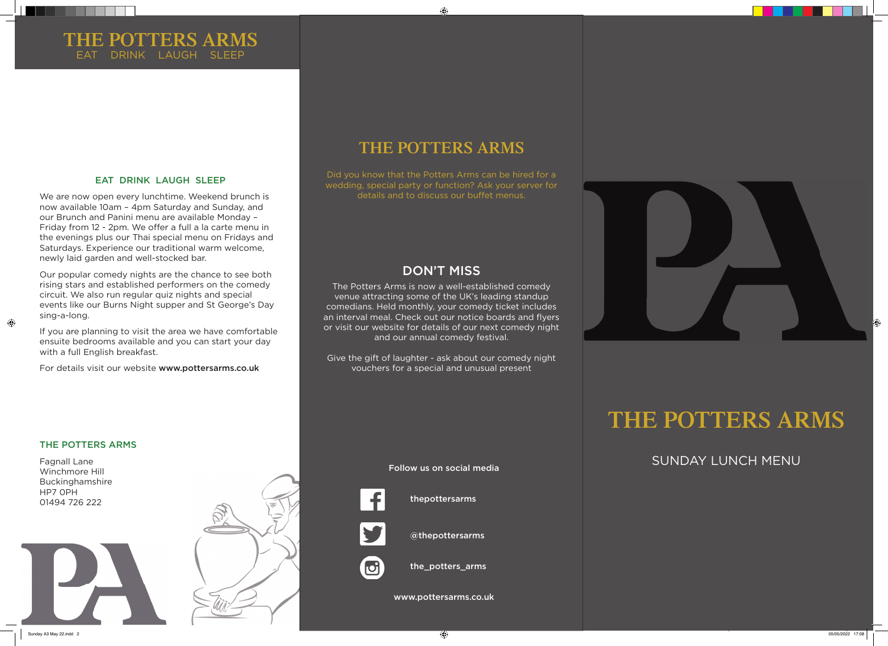# THE POTTERS ARMS

EAT DRINK LAUGH SLEEP

## EAT DRINK LAUGH SLEEP

We are now open every lunchtime. Weekend brunch is now available 10am – 4pm Saturday and Sunday, and our Brunch and Panini menu are available Monday – Friday from 12 - 2pm. We offer a full a la carte menu in the evenings plus our Thai special menu on Fridays and Saturdays. Experience our traditional warm welcome, newly laid garden and well-stocked bar.

Our popular comedy nights are the chance to see both rising stars and established performers on the comedy circuit. We also run regular quiz nights and special events like our Burns Night supper and St George's Day sing-a-long.

If you are planning to visit the area we have comfortable ensuite bedrooms available and you can start your day with a full English breakfast.

For details visit our website **www.pottersarms.co.uk**

## THE POTTERS ARMS

Fagnall Lane
Winchmore Hill
Buckinghamshire
HP7 0PH
01494 726 222

# THE POTTERS ARMS

Did you know that the Potters Arms can be hired for a wedding, special party or function? Ask your server for details and to discuss our buffet menus.

## DON'T MISS

The Potters Arms is now a well-established comedy venue attracting some of the UK's leading standup comedians. Held monthly, your comedy ticket includes an interval meal. Check out our notice boards and flyers or visit our website for details of our next comedy night and our annual comedy festival.

Give the gift of laughter - ask about our comedy night vouchers for a special and unusual present

**Follow us on social media**

**thepottersarms**

**@thepottersarms**

**the_potters_arms**

**www.pottersarms.co.uk**

# THE POTTERS ARMS

## SUNDAY LUNCH MENU